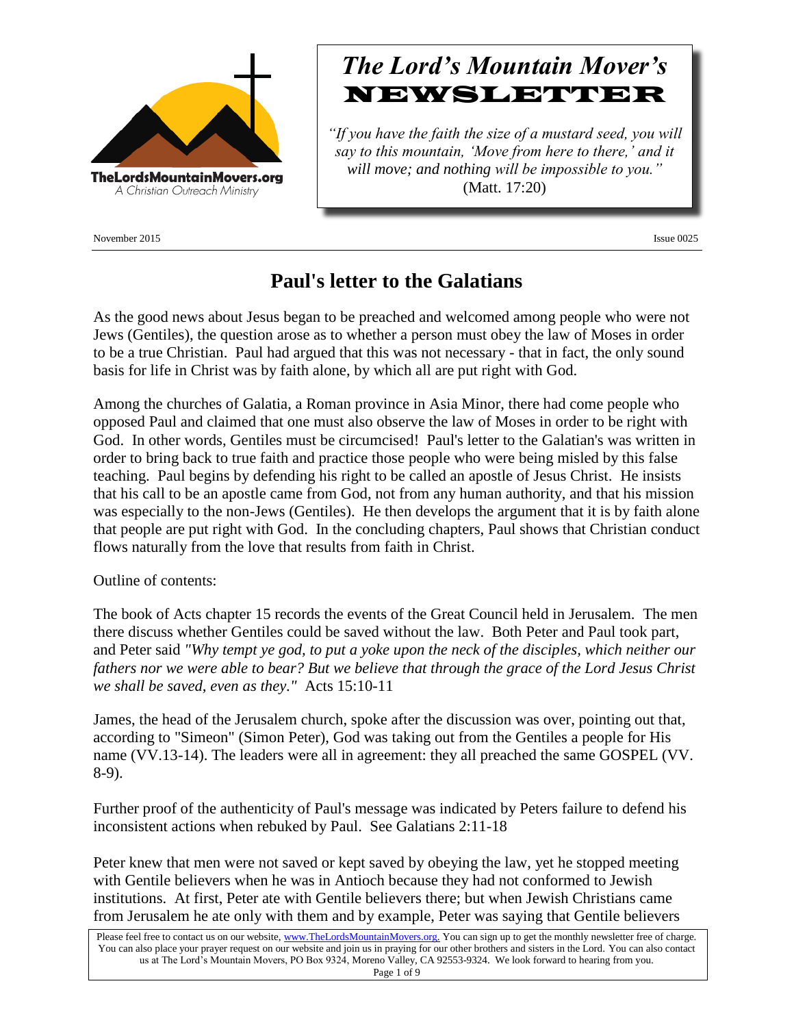TheLordsMountainMovers.org
A Christian Outreach Ministry

# *The Lord's Mountain Mover's* NEWSLETTER

*"If you have the faith the size of a mustard seed, you will say to this mountain, 'Move from here to there,' and it will move; and nothing will be impossible to you."* (Matt. 17:20)

November 2015 Issue 0025

## Paul's letter to the Galatians

As the good news about Jesus began to be preached and welcomed among people who were not Jews (Gentiles), the question arose as to whether a person must obey the law of Moses in order to be a true Christian. Paul had argued that this was not necessary - that in fact, the only sound basis for life in Christ was by faith alone, by which all are put right with God.

Among the churches of Galatia, a Roman province in Asia Minor, there had come people who opposed Paul and claimed that one must also observe the law of Moses in order to be right with God. In other words, Gentiles must be circumcised! Paul's letter to the Galatian's was written in order to bring back to true faith and practice those people who were being misled by this false teaching. Paul begins by defending his right to be called an apostle of Jesus Christ. He insists that his call to be an apostle came from God, not from any human authority, and that his mission was especially to the non-Jews (Gentiles). He then develops the argument that it is by faith alone that people are put right with God. In the concluding chapters, Paul shows that Christian conduct flows naturally from the love that results from faith in Christ.

Outline of contents:

The book of Acts chapter 15 records the events of the Great Council held in Jerusalem. The men there discuss whether Gentiles could be saved without the law. Both Peter and Paul took part, and Peter said *"Why tempt ye god, to put a yoke upon the neck of the disciples, which neither our fathers nor we were able to bear? But we believe that through the grace of the Lord Jesus Christ we shall be saved, even as they."* Acts 15:10-11

James, the head of the Jerusalem church, spoke after the discussion was over, pointing out that, according to "Simeon" (Simon Peter), God was taking out from the Gentiles a people for His name (VV.13-14). The leaders were all in agreement: they all preached the same GOSPEL (VV. 8-9).

Further proof of the authenticity of Paul's message was indicated by Peters failure to defend his inconsistent actions when rebuked by Paul. See Galatians 2:11-18

Peter knew that men were not saved or kept saved by obeying the law, yet he stopped meeting with Gentile believers when he was in Antioch because they had not conformed to Jewish institutions. At first, Peter ate with Gentile believers there; but when Jewish Christians came from Jerusalem he ate only with them and by example, Peter was saying that Gentile believers

Please feel free to contact us on our website, www.TheLordsMountainMovers.org. You can sign up to get the monthly newsletter free of charge. You can also place your prayer request on our website and join us in praying for our other brothers and sisters in the Lord. You can also contact us at The Lord's Mountain Movers, PO Box 9324, Moreno Valley, CA 92553-9324. We look forward to hearing from you.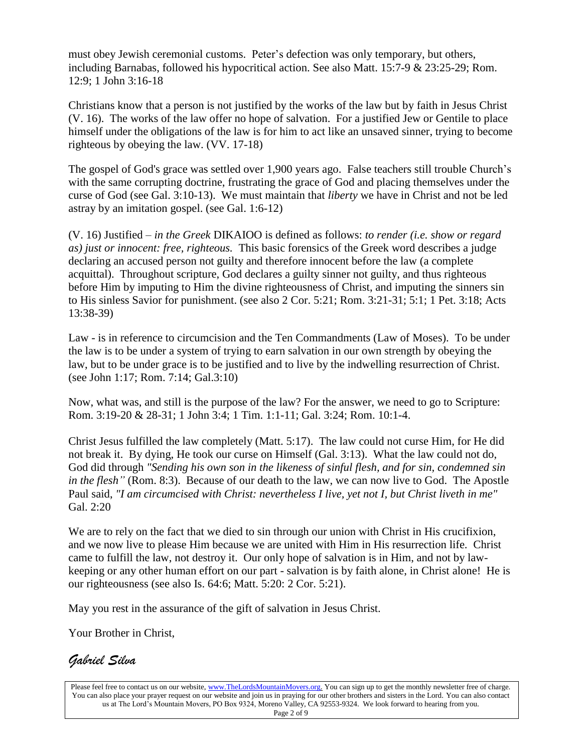must obey Jewish ceremonial customs. Peter's defection was only temporary, but others, including Barnabas, followed his hypocritical action. See also Matt. 15:7-9 & 23:25-29; Rom. 12:9; 1 John 3:16-18

Christians know that a person is not justified by the works of the law but by faith in Jesus Christ (V. 16). The works of the law offer no hope of salvation. For a justified Jew or Gentile to place himself under the obligations of the law is for him to act like an unsaved sinner, trying to become righteous by obeying the law. (VV. 17-18)

The gospel of God's grace was settled over 1,900 years ago. False teachers still trouble Church's with the same corrupting doctrine, frustrating the grace of God and placing themselves under the curse of God (see Gal. 3:10-13). We must maintain that *liberty* we have in Christ and not be led astray by an imitation gospel. (see Gal. 1:6-12)

(V. 16) Justified – *in the Greek* DIKAIOO is defined as follows: *to render (i.e. show or regard as) just or innocent: free, righteous.* This basic forensics of the Greek word describes a judge declaring an accused person not guilty and therefore innocent before the law (a complete acquittal). Throughout scripture, God declares a guilty sinner not guilty, and thus righteous before Him by imputing to Him the divine righteousness of Christ, and imputing the sinners sin to His sinless Savior for punishment. (see also 2 Cor. 5:21; Rom. 3:21-31; 5:1; 1 Pet. 3:18; Acts 13:38-39)

Law - is in reference to circumcision and the Ten Commandments (Law of Moses). To be under the law is to be under a system of trying to earn salvation in our own strength by obeying the law, but to be under grace is to be justified and to live by the indwelling resurrection of Christ. (see John 1:17; Rom. 7:14; Gal.3:10)

Now, what was, and still is the purpose of the law? For the answer, we need to go to Scripture: Rom. 3:19-20 & 28-31; 1 John 3:4; 1 Tim. 1:1-11; Gal. 3:24; Rom. 10:1-4.

Christ Jesus fulfilled the law completely (Matt. 5:17). The law could not curse Him, for He did not break it. By dying, He took our curse on Himself (Gal. 3:13). What the law could not do, God did through *"Sending his own son in the likeness of sinful flesh, and for sin, condemned sin in the flesh"* (Rom. 8:3). Because of our death to the law, we can now live to God. The Apostle Paul said, *"I am circumcised with Christ: nevertheless I live, yet not I, but Christ liveth in me"* Gal. 2:20

We are to rely on the fact that we died to sin through our union with Christ in His crucifixion, and we now live to please Him because we are united with Him in His resurrection life. Christ came to fulfill the law, not destroy it. Our only hope of salvation is in Him, and not by law-keeping or any other human effort on our part - salvation is by faith alone, in Christ alone! He is our righteousness (see also Is. 64:6; Matt. 5:20: 2 Cor. 5:21).

May you rest in the assurance of the gift of salvation in Jesus Christ.

Your Brother in Christ,

*Gabriel Silva*

Please feel free to contact us on our website, www.TheLordsMountainMovers.org. You can sign up to get the monthly newsletter free of charge. You can also place your prayer request on our website and join us in praying for our other brothers and sisters in the Lord. You can also contact us at The Lord's Mountain Movers, PO Box 9324, Moreno Valley, CA 92553-9324. We look forward to hearing from you.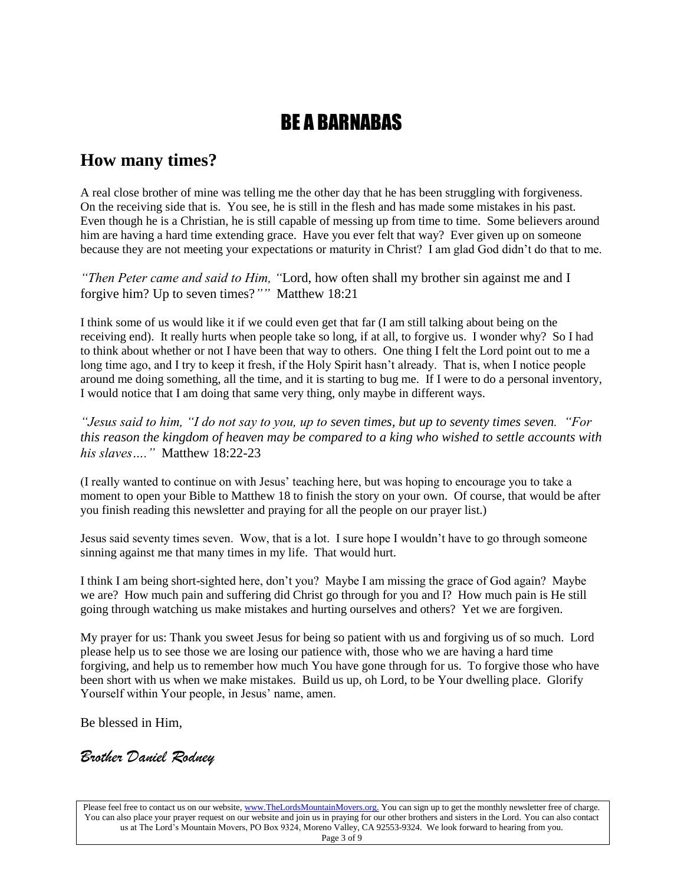# BE A BARNABAS

## How many times?

A real close brother of mine was telling me the other day that he has been struggling with forgiveness. On the receiving side that is. You see, he is still in the flesh and has made some mistakes in his past. Even though he is a Christian, he is still capable of messing up from time to time. Some believers around him are having a hard time extending grace. Have you ever felt that way? Ever given up on someone because they are not meeting your expectations or maturity in Christ? I am glad God didn't do that to me.

*"Then Peter came and said to Him, "*Lord, how often shall my brother sin against me and I forgive him? Up to seven times?*""* Matthew 18:21

I think some of us would like it if we could even get that far (I am still talking about being on the receiving end). It really hurts when people take so long, if at all, to forgive us. I wonder why? So I had to think about whether or not I have been that way to others. One thing I felt the Lord point out to me a long time ago, and I try to keep it fresh, if the Holy Spirit hasn't already. That is, when I notice people around me doing something, all the time, and it is starting to bug me. If I were to do a personal inventory, I would notice that I am doing that same very thing, only maybe in different ways.

*"Jesus said to him, "I do not say to you, up to seven times, but up to seventy times seven. "For this reason the kingdom of heaven may be compared to a king who wished to settle accounts with his slaves…."* Matthew 18:22-23

(I really wanted to continue on with Jesus' teaching here, but was hoping to encourage you to take a moment to open your Bible to Matthew 18 to finish the story on your own. Of course, that would be after you finish reading this newsletter and praying for all the people on our prayer list.)

Jesus said seventy times seven. Wow, that is a lot. I sure hope I wouldn't have to go through someone sinning against me that many times in my life. That would hurt.

I think I am being short-sighted here, don't you? Maybe I am missing the grace of God again? Maybe we are? How much pain and suffering did Christ go through for you and I? How much pain is He still going through watching us make mistakes and hurting ourselves and others? Yet we are forgiven.

My prayer for us: Thank you sweet Jesus for being so patient with us and forgiving us of so much. Lord please help us to see those we are losing our patience with, those who we are having a hard time forgiving, and help us to remember how much You have gone through for us. To forgive those who have been short with us when we make mistakes. Build us up, oh Lord, to be Your dwelling place. Glorify Yourself within Your people, in Jesus' name, amen.

Be blessed in Him,

*Brother Daniel Rodney*

Please feel free to contact us on our website, www.TheLordsMountainMovers.org. You can sign up to get the monthly newsletter free of charge. You can also place your prayer request on our website and join us in praying for our other brothers and sisters in the Lord. You can also contact us at The Lord's Mountain Movers, PO Box 9324, Moreno Valley, CA 92553-9324. We look forward to hearing from you.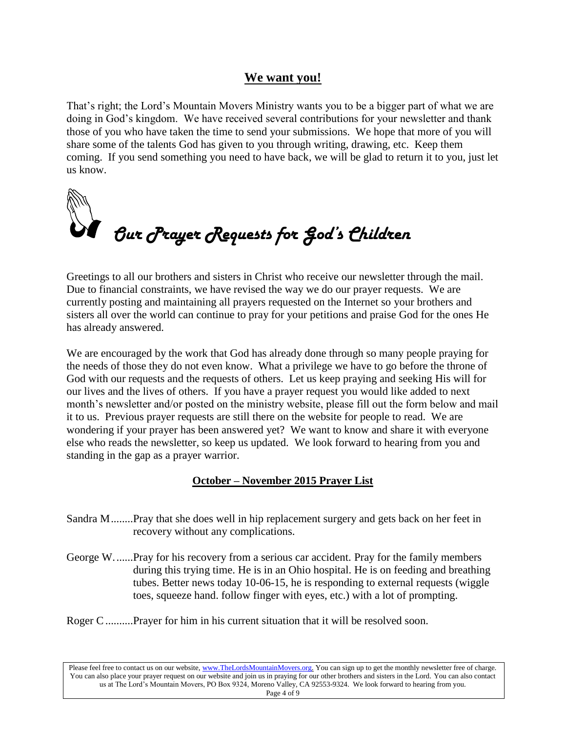## We want you!

That's right; the Lord's Mountain Movers Ministry wants you to be a bigger part of what we are doing in God's kingdom. We have received several contributions for your newsletter and thank those of you who have taken the time to send your submissions. We hope that more of you will share some of the talents God has given to you through writing, drawing, etc. Keep them coming. If you send something you need to have back, we will be glad to return it to you, just let us know.

## *Our Prayer Requests for God's Children*

Greetings to all our brothers and sisters in Christ who receive our newsletter through the mail. Due to financial constraints, we have revised the way we do our prayer requests. We are currently posting and maintaining all prayers requested on the Internet so your brothers and sisters all over the world can continue to pray for your petitions and praise God for the ones He has already answered.

We are encouraged by the work that God has already done through so many people praying for the needs of those they do not even know. What a privilege we have to go before the throne of God with our requests and the requests of others. Let us keep praying and seeking His will for our lives and the lives of others. If you have a prayer request you would like added to next month's newsletter and/or posted on the ministry website, please fill out the form below and mail it to us. Previous prayer requests are still there on the website for people to read. We are wondering if your prayer has been answered yet? We want to know and share it with everyone else who reads the newsletter, so keep us updated. We look forward to hearing from you and standing in the gap as a prayer warrior.

### October – November 2015 Prayer List

Sandra M........Pray that she does well in hip replacement surgery and gets back on her feet in recovery without any complications.

George W.......Pray for his recovery from a serious car accident. Pray for the family members during this trying time. He is in an Ohio hospital. He is on feeding and breathing tubes. Better news today 10-06-15, he is responding to external requests (wiggle toes, squeeze hand. follow finger with eyes, etc.) with a lot of prompting.

Roger C..........Prayer for him in his current situation that it will be resolved soon.

Please feel free to contact us on our website, www.TheLordsMountainMovers.org. You can sign up to get the monthly newsletter free of charge. You can also place your prayer request on our website and join us in praying for our other brothers and sisters in the Lord. You can also contact us at The Lord's Mountain Movers, PO Box 9324, Moreno Valley, CA 92553-9324. We look forward to hearing from you.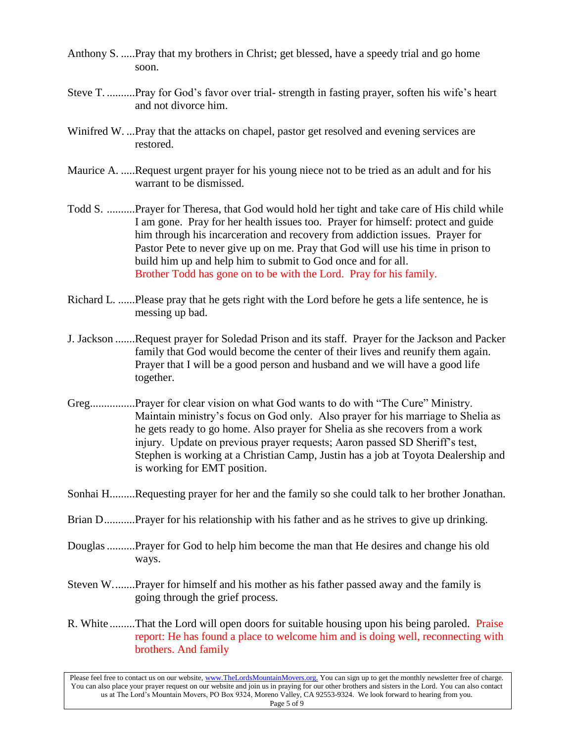Anthony S. .....Pray that my brothers in Christ; get blessed, have a speedy trial and go home soon.

Steve T. ..........Pray for God's favor over trial- strength in fasting prayer, soften his wife's heart and not divorce him.

Winifred W. ...Pray that the attacks on chapel, pastor get resolved and evening services are restored.

Maurice A. .....Request urgent prayer for his young niece not to be tried as an adult and for his warrant to be dismissed.

Todd S. ..........Prayer for Theresa, that God would hold her tight and take care of His child while I am gone. Pray for her health issues too. Prayer for himself: protect and guide him through his incarceration and recovery from addiction issues. Prayer for Pastor Pete to never give up on me. Pray that God will use his time in prison to build him up and help him to submit to God once and for all.
Brother Todd has gone on to be with the Lord. Pray for his family.

Richard L. ......Please pray that he gets right with the Lord before he gets a life sentence, he is messing up bad.

J. Jackson .......Request prayer for Soledad Prison and its staff. Prayer for the Jackson and Packer family that God would become the center of their lives and reunify them again. Prayer that I will be a good person and husband and we will have a good life together.

Greg................Prayer for clear vision on what God wants to do with "The Cure" Ministry. Maintain ministry's focus on God only. Also prayer for his marriage to Shelia as he gets ready to go home. Also prayer for Shelia as she recovers from a work injury. Update on previous prayer requests; Aaron passed SD Sheriff's test, Stephen is working at a Christian Camp, Justin has a job at Toyota Dealership and is working for EMT position.

Sonhai H.........Requesting prayer for her and the family so she could talk to her brother Jonathan.

Brian D...........Prayer for his relationship with his father and as he strives to give up drinking.

Douglas ..........Prayer for God to help him become the man that He desires and change his old ways.

Steven W........Prayer for himself and his mother as his father passed away and the family is going through the grief process.

R. White .........That the Lord will open doors for suitable housing upon his being paroled. Praise report: He has found a place to welcome him and is doing well, reconnecting with brothers. And family

Please feel free to contact us on our website, www.TheLordsMountainMovers.org. You can sign up to get the monthly newsletter free of charge. You can also place your prayer request on our website and join us in praying for our other brothers and sisters in the Lord. You can also contact us at The Lord's Mountain Movers, PO Box 9324, Moreno Valley, CA 92553-9324. We look forward to hearing from you.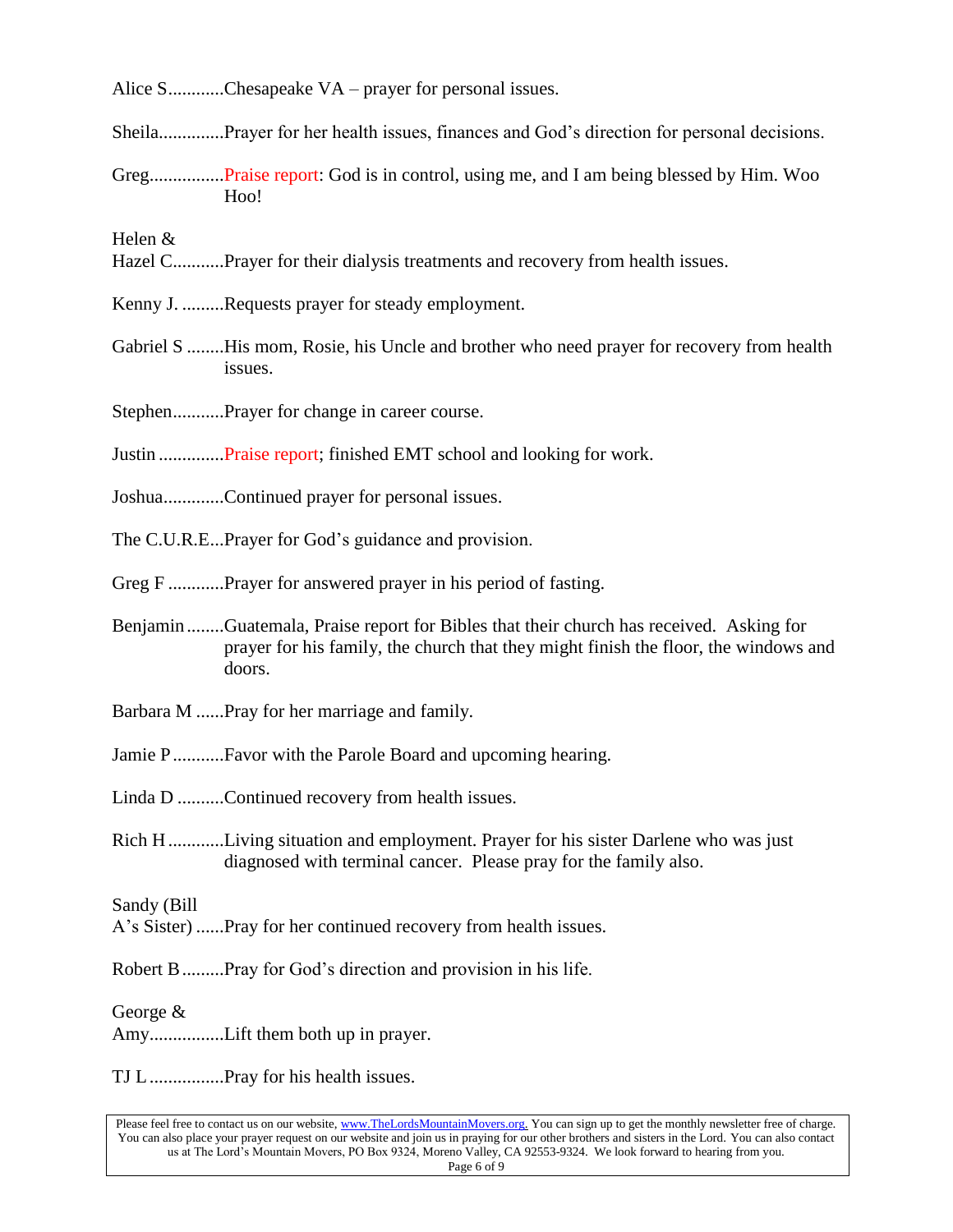Alice S............Chesapeake VA – prayer for personal issues.

Sheila..............Prayer for her health issues, finances and God's direction for personal decisions.

Greg................Praise report: God is in control, using me, and I am being blessed by Him. Woo Hoo!

Helen & Hazel C...........Prayer for their dialysis treatments and recovery from health issues.

Kenny J. .........Requests prayer for steady employment.

Gabriel S ........His mom, Rosie, his Uncle and brother who need prayer for recovery from health issues.

Stephen...........Prayer for change in career course.

Justin ..............Praise report; finished EMT school and looking for work.

Joshua.............Continued prayer for personal issues.

The C.U.R.E...Prayer for God's guidance and provision.

Greg F ............Prayer for answered prayer in his period of fasting.

Benjamin........Guatemala, Praise report for Bibles that their church has received. Asking for prayer for his family, the church that they might finish the floor, the windows and doors.

Barbara M ......Pray for her marriage and family.

Jamie P...........Favor with the Parole Board and upcoming hearing.

Linda D ..........Continued recovery from health issues.

Rich H ............Living situation and employment. Prayer for his sister Darlene who was just diagnosed with terminal cancer. Please pray for the family also.

Sandy (Bill A's Sister) ......Pray for her continued recovery from health issues.

Robert B.........Pray for God's direction and provision in his life.

George & Amy................Lift them both up in prayer.

TJ L ................Pray for his health issues.

Please feel free to contact us on our website, www.TheLordsMountainMovers.org. You can sign up to get the monthly newsletter free of charge. You can also place your prayer request on our website and join us in praying for our other brothers and sisters in the Lord. You can also contact us at The Lord's Mountain Movers, PO Box 9324, Moreno Valley, CA 92553-9324. We look forward to hearing from you.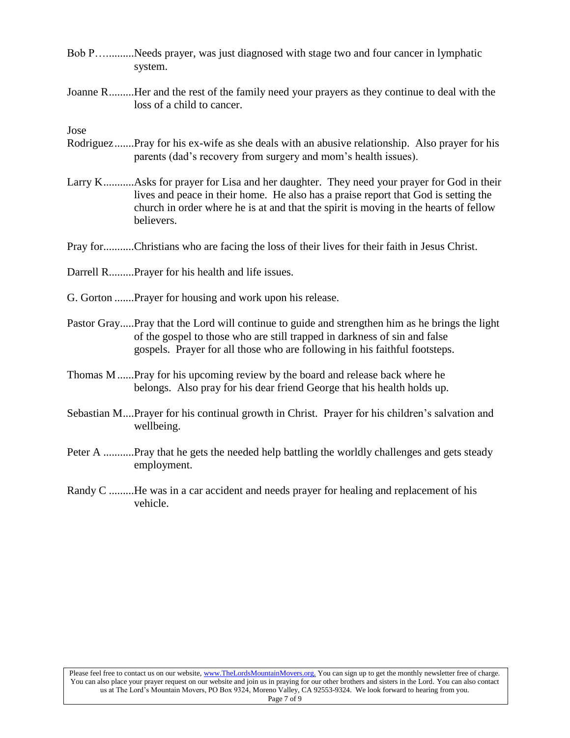Bob P…..........Needs prayer, was just diagnosed with stage two and four cancer in lymphatic system.

Joanne R.........Her and the rest of the family need your prayers as they continue to deal with the loss of a child to cancer.

Jose Rodriguez.......Pray for his ex-wife as she deals with an abusive relationship. Also prayer for his parents (dad's recovery from surgery and mom's health issues).

Larry K...........Asks for prayer for Lisa and her daughter. They need your prayer for God in their lives and peace in their home. He also has a praise report that God is setting the church in order where he is at and that the spirit is moving in the hearts of fellow believers.

Pray for...........Christians who are facing the loss of their lives for their faith in Jesus Christ.

Darrell R.........Prayer for his health and life issues.

G. Gorton .......Prayer for housing and work upon his release.

Pastor Gray.....Pray that the Lord will continue to guide and strengthen him as he brings the light of the gospel to those who are still trapped in darkness of sin and false gospels. Prayer for all those who are following in his faithful footsteps.

Thomas M......Pray for his upcoming review by the board and release back where he belongs. Also pray for his dear friend George that his health holds up.

Sebastian M....Prayer for his continual growth in Christ. Prayer for his children's salvation and wellbeing.

Peter A ...........Pray that he gets the needed help battling the worldly challenges and gets steady employment.

Randy C .........He was in a car accident and needs prayer for healing and replacement of his vehicle.

Please feel free to contact us on our website, www.TheLordsMountainMovers.org. You can sign up to get the monthly newsletter free of charge. You can also place your prayer request on our website and join us in praying for our other brothers and sisters in the Lord. You can also contact us at The Lord's Mountain Movers, PO Box 9324, Moreno Valley, CA 92553-9324. We look forward to hearing from you.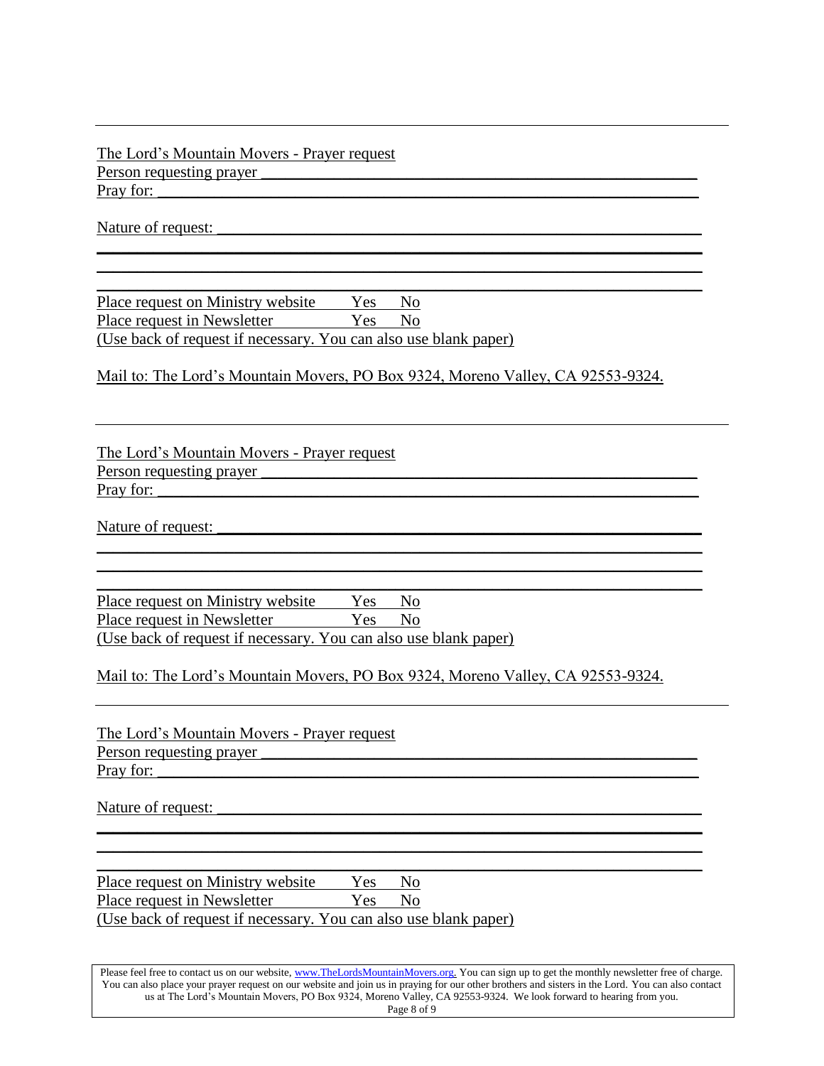---

The Lord's Mountain Movers - Prayer request

Person requesting prayer ______________________________________________

Pray for: ______________________________________________

Nature of request: ______________________________________________

______________________________________________

______________________________________________

______________________________________________

Place request on Ministry website Yes No

Place request in Newsletter Yes No

(Use back of request if necessary. You can also use blank paper)

Mail to: The Lord's Mountain Movers, PO Box 9324, Moreno Valley, CA 92553-9324.

---

The Lord's Mountain Movers - Prayer request

Person requesting prayer ______________________________________________

Pray for: ______________________________________________

Nature of request: ______________________________________________

______________________________________________

______________________________________________

______________________________________________

Place request on Ministry website Yes No

Place request in Newsletter Yes No

(Use back of request if necessary. You can also use blank paper)

Mail to: The Lord's Mountain Movers, PO Box 9324, Moreno Valley, CA 92553-9324.

---

The Lord's Mountain Movers - Prayer request

Person requesting prayer ______________________________________________

Pray for: ______________________________________________

Nature of request: ______________________________________________

______________________________________________

______________________________________________

______________________________________________

Place request on Ministry website Yes No

Place request in Newsletter Yes No

(Use back of request if necessary. You can also use blank paper)

Please feel free to contact us on our website, www.TheLordsMountainMovers.org. You can sign up to get the monthly newsletter free of charge. You can also place your prayer request on our website and join us in praying for our other brothers and sisters in the Lord. You can also contact us at The Lord's Mountain Movers, PO Box 9324, Moreno Valley, CA 92553-9324. We look forward to hearing from you.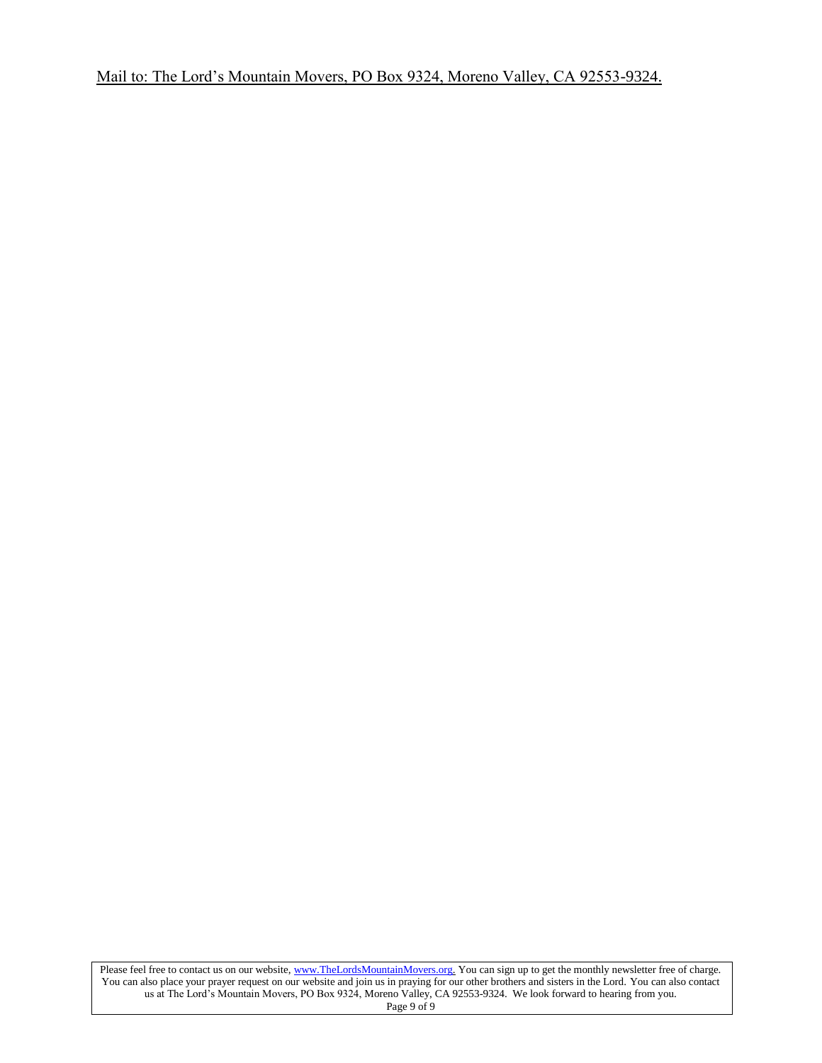Mail to: The Lord's Mountain Movers, PO Box 9324, Moreno Valley, CA 92553-9324.